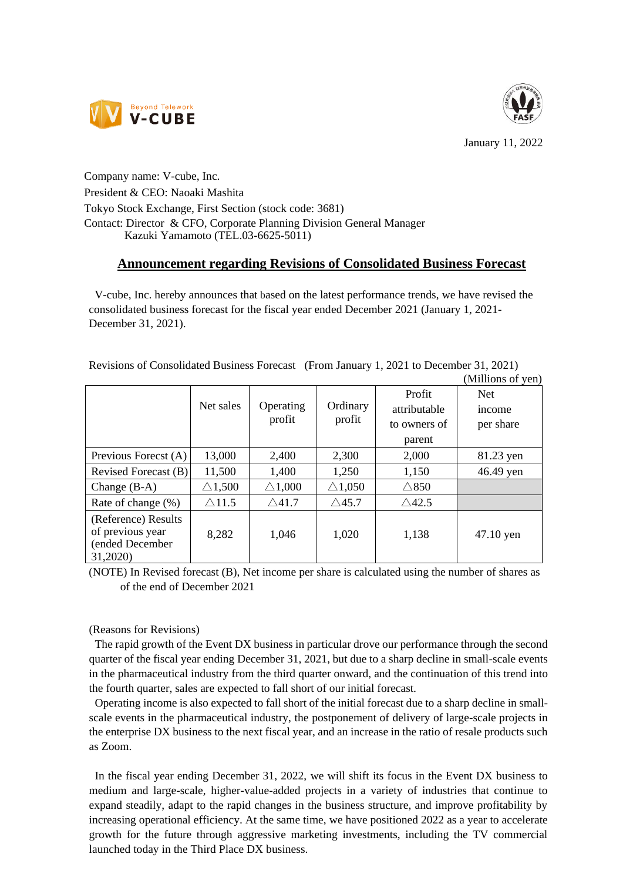January 11, 2022

Company name: V-cube, Inc.
President & CEO: Naoaki Mashita
Tokyo Stock Exchange, First Section (stock code: 3681)
Contact: Director & CFO, Corporate Planning Division General Manager
Kazuki Yamamoto (TEL.03-6625-5011)

## Announcement regarding Revisions of Consolidated Business Forecast

V-cube, Inc. hereby announces that based on the latest performance trends, we have revised the consolidated business forecast for the fiscal year ended December 2021 (January 1, 2021-December 31, 2021).

Revisions of Consolidated Business Forecast (From January 1, 2021 to December 31, 2021)

(Millions of yen)

| | Net sales | Operating profit | Ordinary profit | Profit attributable to owners of parent | Net income per share |
|---|---|---|---|---|---|
| Previous Forecst (A) | 13,000 | 2,400 | 2,300 | 2,000 | 81.23 yen |
| Revised Forecast (B) | 11,500 | 1,400 | 1,250 | 1,150 | 46.49 yen |
| Change (B-A) | △1,500 | △1,000 | △1,050 | △850 | |
| Rate of change (%) | △11.5 | △41.7 | △45.7 | △42.5 | |
| (Reference) Results of previous year (ended December 31,2020) | 8,282 | 1,046 | 1,020 | 1,138 | 47.10 yen |

(NOTE) In Revised forecast (B), Net income per share is calculated using the number of shares as of the end of December 2021

(Reasons for Revisions)

The rapid growth of the Event DX business in particular drove our performance through the second quarter of the fiscal year ending December 31, 2021, but due to a sharp decline in small-scale events in the pharmaceutical industry from the third quarter onward, and the continuation of this trend into the fourth quarter, sales are expected to fall short of our initial forecast.

Operating income is also expected to fall short of the initial forecast due to a sharp decline in small-scale events in the pharmaceutical industry, the postponement of delivery of large-scale projects in the enterprise DX business to the next fiscal year, and an increase in the ratio of resale products such as Zoom.

In the fiscal year ending December 31, 2022, we will shift its focus in the Event DX business to medium and large-scale, higher-value-added projects in a variety of industries that continue to expand steadily, adapt to the rapid changes in the business structure, and improve profitability by increasing operational efficiency. At the same time, we have positioned 2022 as a year to accelerate growth for the future through aggressive marketing investments, including the TV commercial launched today in the Third Place DX business.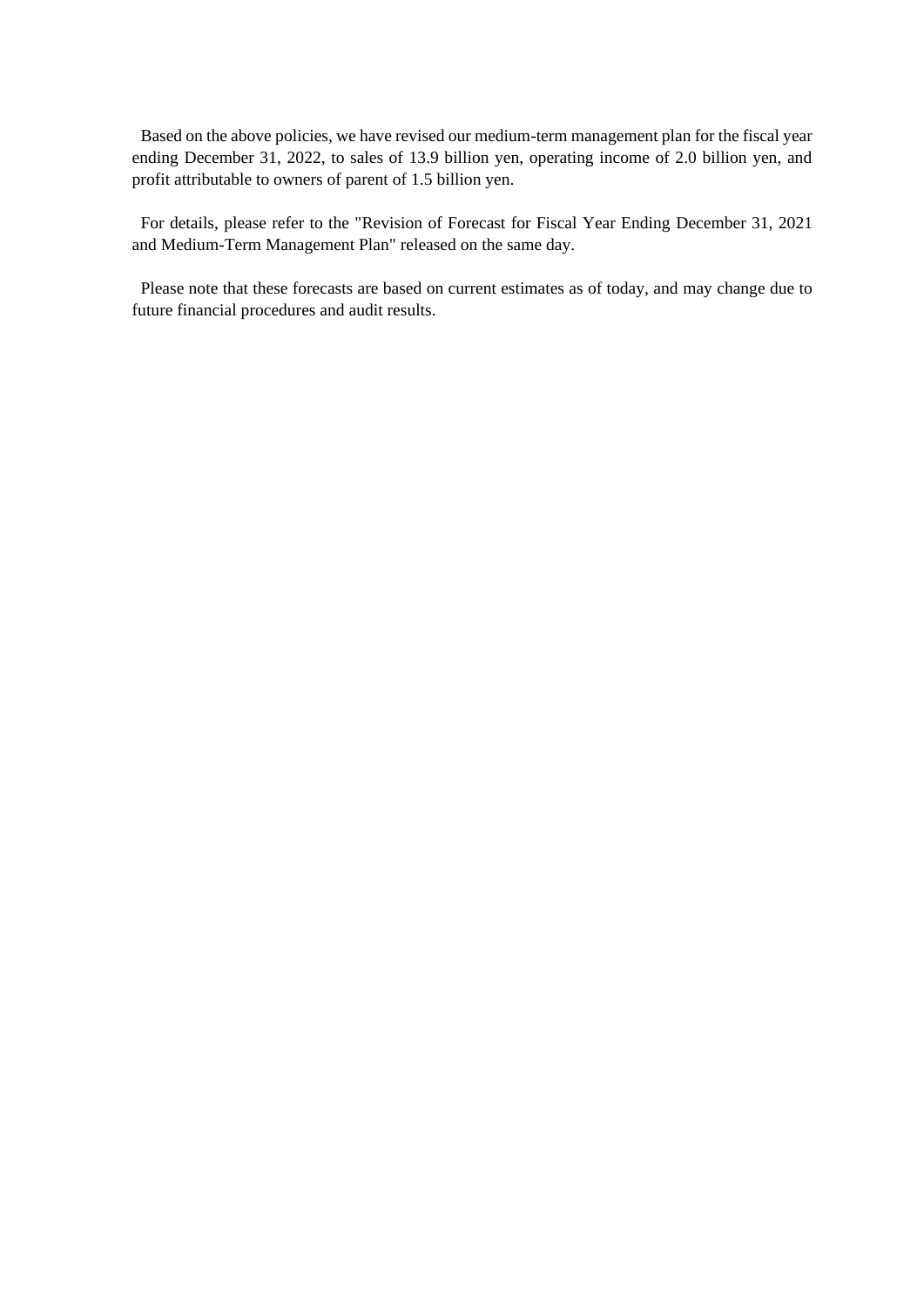Based on the above policies, we have revised our medium-term management plan for the fiscal year ending December 31, 2022, to sales of 13.9 billion yen, operating income of 2.0 billion yen, and profit attributable to owners of parent of 1.5 billion yen.

For details, please refer to the "Revision of Forecast for Fiscal Year Ending December 31, 2021 and Medium-Term Management Plan" released on the same day.

Please note that these forecasts are based on current estimates as of today, and may change due to future financial procedures and audit results.